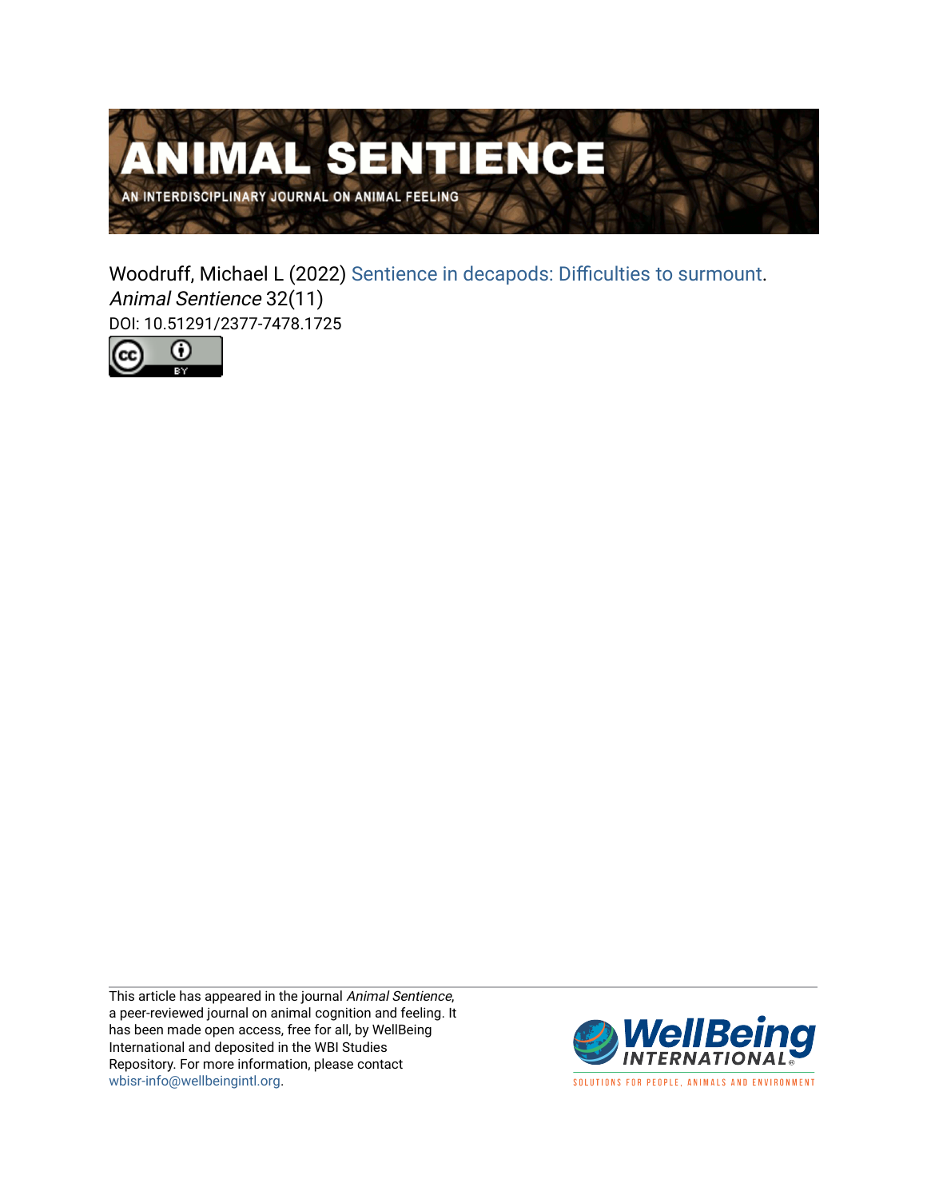# ANIMAL SENTIENCE

AN INTERDISCIPLINARY JOURNAL ON ANIMAL FEELING

Woodruff, Michael L (2022) Sentience in decapods: Difficulties to surmount. *Animal Sentience* 32(11)
DOI: 10.51291/2377-7478.1725

This article has appeared in the journal *Animal Sentience*, a peer-reviewed journal on animal cognition and feeling. It has been made open access, free for all, by WellBeing International and deposited in the WBI Studies Repository. For more information, please contact wbisr-info@wellbeingintl.org.

WellBeing INTERNATIONAL

SOLUTIONS FOR PEOPLE, ANIMALS AND ENVIRONMENT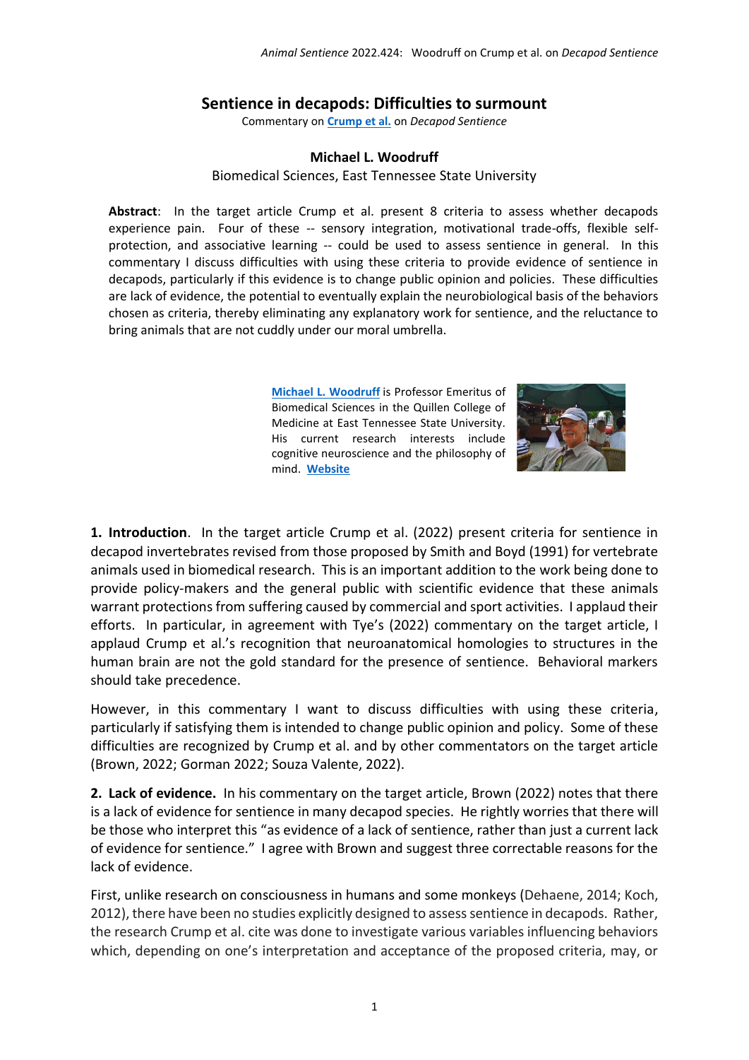# Sentience in decapods: Difficulties to surmount

Commentary on **Crump et al.** on *Decapod Sentience*

**Michael L. Woodruff**
Biomedical Sciences, East Tennessee State University

**Abstract**: In the target article Crump et al. present 8 criteria to assess whether decapods experience pain. Four of these -- sensory integration, motivational trade-offs, flexible self-protection, and associative learning -- could be used to assess sentience in general. In this commentary I discuss difficulties with using these criteria to provide evidence of sentience in decapods, particularly if this evidence is to change public opinion and policies. These difficulties are lack of evidence, the potential to eventually explain the neurobiological basis of the behaviors chosen as criteria, thereby eliminating any explanatory work for sentience, and the reluctance to bring animals that are not cuddly under our moral umbrella.

**Michael L. Woodruff** is Professor Emeritus of Biomedical Sciences in the Quillen College of Medicine at East Tennessee State University. His current research interests include cognitive neuroscience and the philosophy of mind. **Website**

**1. Introduction**. In the target article Crump et al. (2022) present criteria for sentience in decapod invertebrates revised from those proposed by Smith and Boyd (1991) for vertebrate animals used in biomedical research. This is an important addition to the work being done to provide policy-makers and the general public with scientific evidence that these animals warrant protections from suffering caused by commercial and sport activities. I applaud their efforts. In particular, in agreement with Tye's (2022) commentary on the target article, I applaud Crump et al.'s recognition that neuroanatomical homologies to structures in the human brain are not the gold standard for the presence of sentience. Behavioral markers should take precedence.

However, in this commentary I want to discuss difficulties with using these criteria, particularly if satisfying them is intended to change public opinion and policy. Some of these difficulties are recognized by Crump et al. and by other commentators on the target article (Brown, 2022; Gorman 2022; Souza Valente, 2022).

**2. Lack of evidence.** In his commentary on the target article, Brown (2022) notes that there is a lack of evidence for sentience in many decapod species. He rightly worries that there will be those who interpret this "as evidence of a lack of sentience, rather than just a current lack of evidence for sentience." I agree with Brown and suggest three correctable reasons for the lack of evidence.

First, unlike research on consciousness in humans and some monkeys (Dehaene, 2014; Koch, 2012), there have been no studies explicitly designed to assess sentience in decapods. Rather, the research Crump et al. cite was done to investigate various variables influencing behaviors which, depending on one's interpretation and acceptance of the proposed criteria, may, or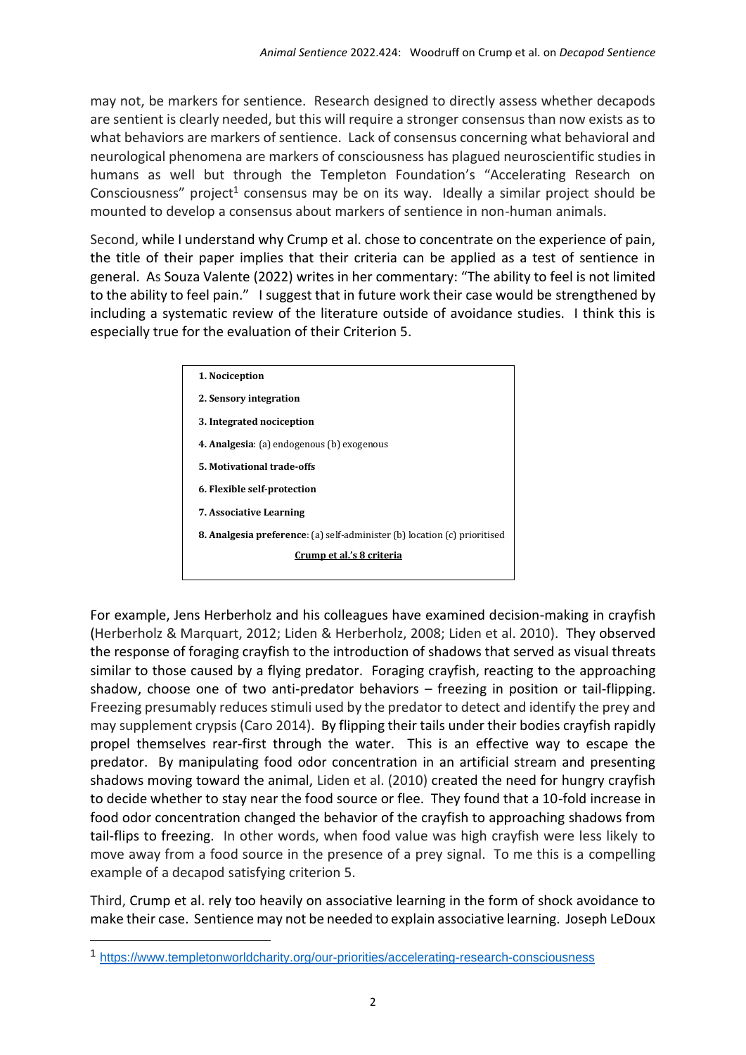may not, be markers for sentience. Research designed to directly assess whether decapods are sentient is clearly needed, but this will require a stronger consensus than now exists as to what behaviors are markers of sentience. Lack of consensus concerning what behavioral and neurological phenomena are markers of consciousness has plagued neuroscientific studies in humans as well but through the Templeton Foundation's "Accelerating Research on Consciousness" project[1] consensus may be on its way. Ideally a similar project should be mounted to develop a consensus about markers of sentience in non-human animals.

Second, while I understand why Crump et al. chose to concentrate on the experience of pain, the title of their paper implies that their criteria can be applied as a test of sentience in general. As Souza Valente (2022) writes in her commentary: "The ability to feel is not limited to the ability to feel pain." I suggest that in future work their case would be strengthened by including a systematic review of the literature outside of avoidance studies. I think this is especially true for the evaluation of their Criterion 5.

**1. Nociception**

**2. Sensory integration**

**3. Integrated nociception**

**4. Analgesia**: (a) endogenous (b) exogenous

**5. Motivational trade-offs**

**6. Flexible self-protection**

**7. Associative Learning**

**8. Analgesia preference**: (a) self-administer (b) location (c) prioritised

**Crump et al.'s 8 criteria**

For example, Jens Herberholz and his colleagues have examined decision-making in crayfish (Herberholz & Marquart, 2012; Liden & Herberholz, 2008; Liden et al. 2010). They observed the response of foraging crayfish to the introduction of shadows that served as visual threats similar to those caused by a flying predator. Foraging crayfish, reacting to the approaching shadow, choose one of two anti-predator behaviors – freezing in position or tail-flipping. Freezing presumably reduces stimuli used by the predator to detect and identify the prey and may supplement crypsis (Caro 2014). By flipping their tails under their bodies crayfish rapidly propel themselves rear-first through the water. This is an effective way to escape the predator. By manipulating food odor concentration in an artificial stream and presenting shadows moving toward the animal, Liden et al. (2010) created the need for hungry crayfish to decide whether to stay near the food source or flee. They found that a 10-fold increase in food odor concentration changed the behavior of the crayfish to approaching shadows from tail-flips to freezing. In other words, when food value was high crayfish were less likely to move away from a food source in the presence of a prey signal. To me this is a compelling example of a decapod satisfying criterion 5.

Third, Crump et al. rely too heavily on associative learning in the form of shock avoidance to make their case. Sentience may not be needed to explain associative learning. Joseph LeDoux

[1] https://www.templetonworldcharity.org/our-priorities/accelerating-research-consciousness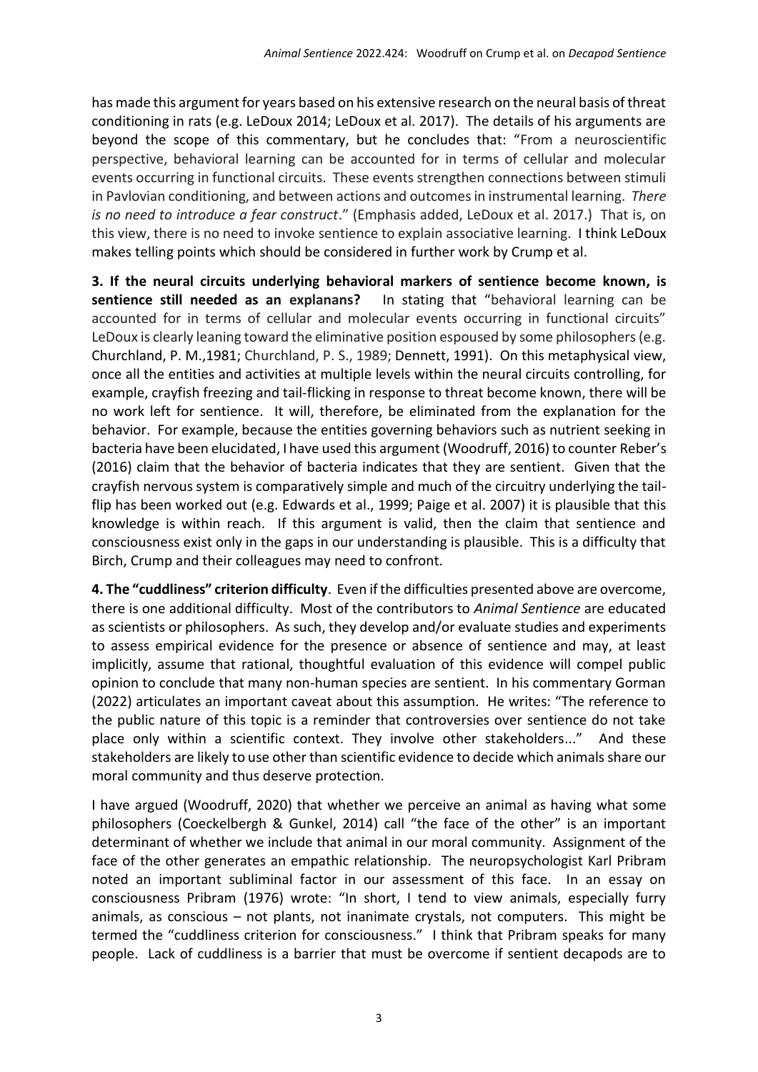has made this argument for years based on his extensive research on the neural basis of threat conditioning in rats (e.g. LeDoux 2014; LeDoux et al. 2017). The details of his arguments are beyond the scope of this commentary, but he concludes that: "From a neuroscientific perspective, behavioral learning can be accounted for in terms of cellular and molecular events occurring in functional circuits. These events strengthen connections between stimuli in Pavlovian conditioning, and between actions and outcomes in instrumental learning. *There is no need to introduce a fear construct*." (Emphasis added, LeDoux et al. 2017.) That is, on this view, there is no need to invoke sentience to explain associative learning. I think LeDoux makes telling points which should be considered in further work by Crump et al.

**3. If the neural circuits underlying behavioral markers of sentience become known, is sentience still needed as an explanans?** In stating that "behavioral learning can be accounted for in terms of cellular and molecular events occurring in functional circuits" LeDoux is clearly leaning toward the eliminative position espoused by some philosophers (e.g. Churchland, P. M.,1981; Churchland, P. S., 1989; Dennett, 1991). On this metaphysical view, once all the entities and activities at multiple levels within the neural circuits controlling, for example, crayfish freezing and tail-flicking in response to threat become known, there will be no work left for sentience. It will, therefore, be eliminated from the explanation for the behavior. For example, because the entities governing behaviors such as nutrient seeking in bacteria have been elucidated, I have used this argument (Woodruff, 2016) to counter Reber's (2016) claim that the behavior of bacteria indicates that they are sentient. Given that the crayfish nervous system is comparatively simple and much of the circuitry underlying the tail-flip has been worked out (e.g. Edwards et al., 1999; Paige et al. 2007) it is plausible that this knowledge is within reach. If this argument is valid, then the claim that sentience and consciousness exist only in the gaps in our understanding is plausible. This is a difficulty that Birch, Crump and their colleagues may need to confront.

**4. The "cuddliness" criterion difficulty**. Even if the difficulties presented above are overcome, there is one additional difficulty. Most of the contributors to *Animal Sentience* are educated as scientists or philosophers. As such, they develop and/or evaluate studies and experiments to assess empirical evidence for the presence or absence of sentience and may, at least implicitly, assume that rational, thoughtful evaluation of this evidence will compel public opinion to conclude that many non-human species are sentient. In his commentary Gorman (2022) articulates an important caveat about this assumption. He writes: "The reference to the public nature of this topic is a reminder that controversies over sentience do not take place only within a scientific context. They involve other stakeholders..." And these stakeholders are likely to use other than scientific evidence to decide which animals share our moral community and thus deserve protection.

I have argued (Woodruff, 2020) that whether we perceive an animal as having what some philosophers (Coeckelbergh & Gunkel, 2014) call "the face of the other" is an important determinant of whether we include that animal in our moral community. Assignment of the face of the other generates an empathic relationship. The neuropsychologist Karl Pribram noted an important subliminal factor in our assessment of this face. In an essay on consciousness Pribram (1976) wrote: "In short, I tend to view animals, especially furry animals, as conscious – not plants, not inanimate crystals, not computers. This might be termed the "cuddliness criterion for consciousness." I think that Pribram speaks for many people. Lack of cuddliness is a barrier that must be overcome if sentient decapods are to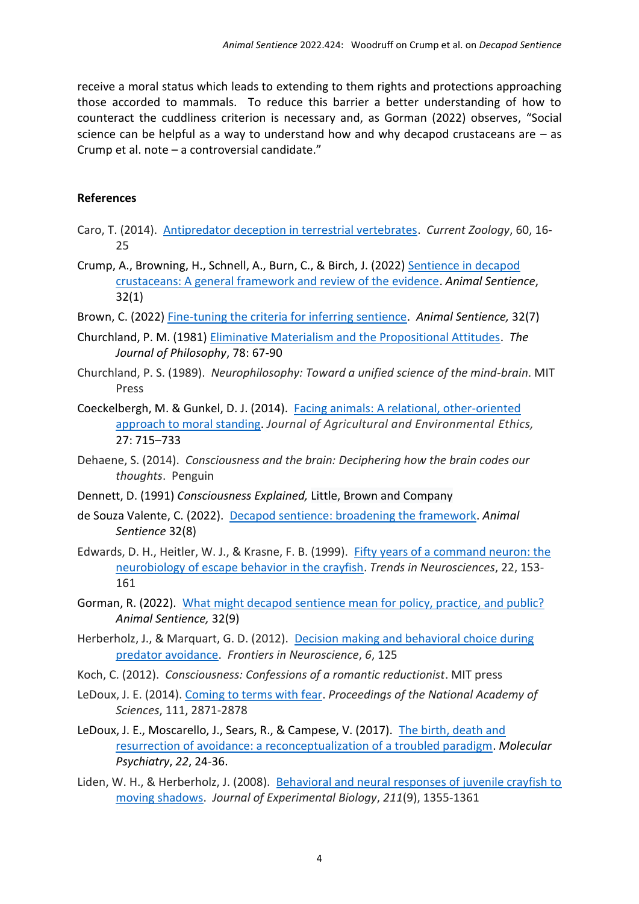receive a moral status which leads to extending to them rights and protections approaching those accorded to mammals. To reduce this barrier a better understanding of how to counteract the cuddliness criterion is necessary and, as Gorman (2022) observes, "Social science can be helpful as a way to understand how and why decapod crustaceans are – as Crump et al. note – a controversial candidate."

**References**

Caro, T. (2014). Antipredator deception in terrestrial vertebrates. *Current Zoology*, 60, 16-25

Crump, A., Browning, H., Schnell, A., Burn, C., & Birch, J. (2022) Sentience in decapod crustaceans: A general framework and review of the evidence. *Animal Sentience*, 32(1)

Brown, C. (2022) Fine-tuning the criteria for inferring sentience. *Animal Sentience,* 32(7)

Churchland, P. M. (1981) Eliminative Materialism and the Propositional Attitudes. *The Journal of Philosophy*, 78: 67-90

Churchland, P. S. (1989). *Neurophilosophy: Toward a unified science of the mind-brain*. MIT Press

Coeckelbergh, M. & Gunkel, D. J. (2014). Facing animals: A relational, other-oriented approach to moral standing. *Journal of Agricultural and Environmental Ethics,* 27: 715–733

Dehaene, S. (2014). *Consciousness and the brain: Deciphering how the brain codes our thoughts*. Penguin

Dennett, D. (1991) *Consciousness Explained,* Little, Brown and Company

de Souza Valente, C. (2022). Decapod sentience: broadening the framework. *Animal Sentience* 32(8)

Edwards, D. H., Heitler, W. J., & Krasne, F. B. (1999). Fifty years of a command neuron: the neurobiology of escape behavior in the crayfish. *Trends in Neurosciences*, 22, 153-161

Gorman, R. (2022). What might decapod sentience mean for policy, practice, and public? *Animal Sentience,* 32(9)

Herberholz, J., & Marquart, G. D. (2012). Decision making and behavioral choice during predator avoidance. *Frontiers in Neuroscience*, *6*, 125

Koch, C. (2012). *Consciousness: Confessions of a romantic reductionist*. MIT press

LeDoux, J. E. (2014). Coming to terms with fear. *Proceedings of the National Academy of Sciences*, 111, 2871-2878

LeDoux, J. E., Moscarello, J., Sears, R., & Campese, V. (2017). The birth, death and resurrection of avoidance: a reconceptualization of a troubled paradigm. *Molecular Psychiatry*, *22*, 24-36.

Liden, W. H., & Herberholz, J. (2008). Behavioral and neural responses of juvenile crayfish to moving shadows. *Journal of Experimental Biology*, *211*(9), 1355-1361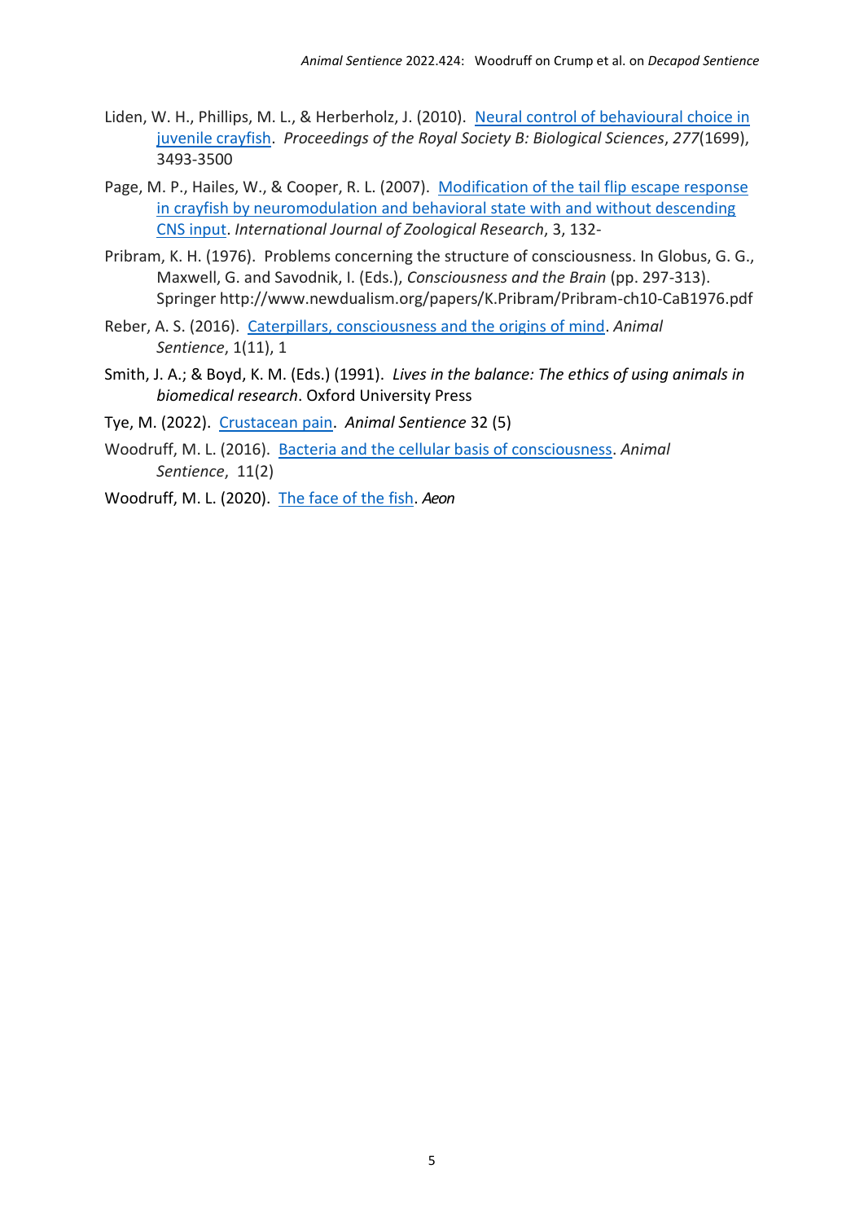Liden, W. H., Phillips, M. L., & Herberholz, J. (2010). Neural control of behavioural choice in juvenile crayfish. *Proceedings of the Royal Society B: Biological Sciences*, *277*(1699), 3493-3500

Page, M. P., Hailes, W., & Cooper, R. L. (2007). Modification of the tail flip escape response in crayfish by neuromodulation and behavioral state with and without descending CNS input. *International Journal of Zoological Research*, 3, 132-

Pribram, K. H. (1976). Problems concerning the structure of consciousness. In Globus, G. G., Maxwell, G. and Savodnik, I. (Eds.), *Consciousness and the Brain* (pp. 297-313). Springer http://www.newdualism.org/papers/K.Pribram/Pribram-ch10-CaB1976.pdf

Reber, A. S. (2016). Caterpillars, consciousness and the origins of mind. *Animal Sentience*, 1(11), 1

Smith, J. A.; & Boyd, K. M. (Eds.) (1991). *Lives in the balance: The ethics of using animals in biomedical research*. Oxford University Press

Tye, M. (2022). Crustacean pain. *Animal Sentience* 32 (5)

Woodruff, M. L. (2016). Bacteria and the cellular basis of consciousness. *Animal Sentience*, 11(2)

Woodruff, M. L. (2020). The face of the fish. *Aeon*